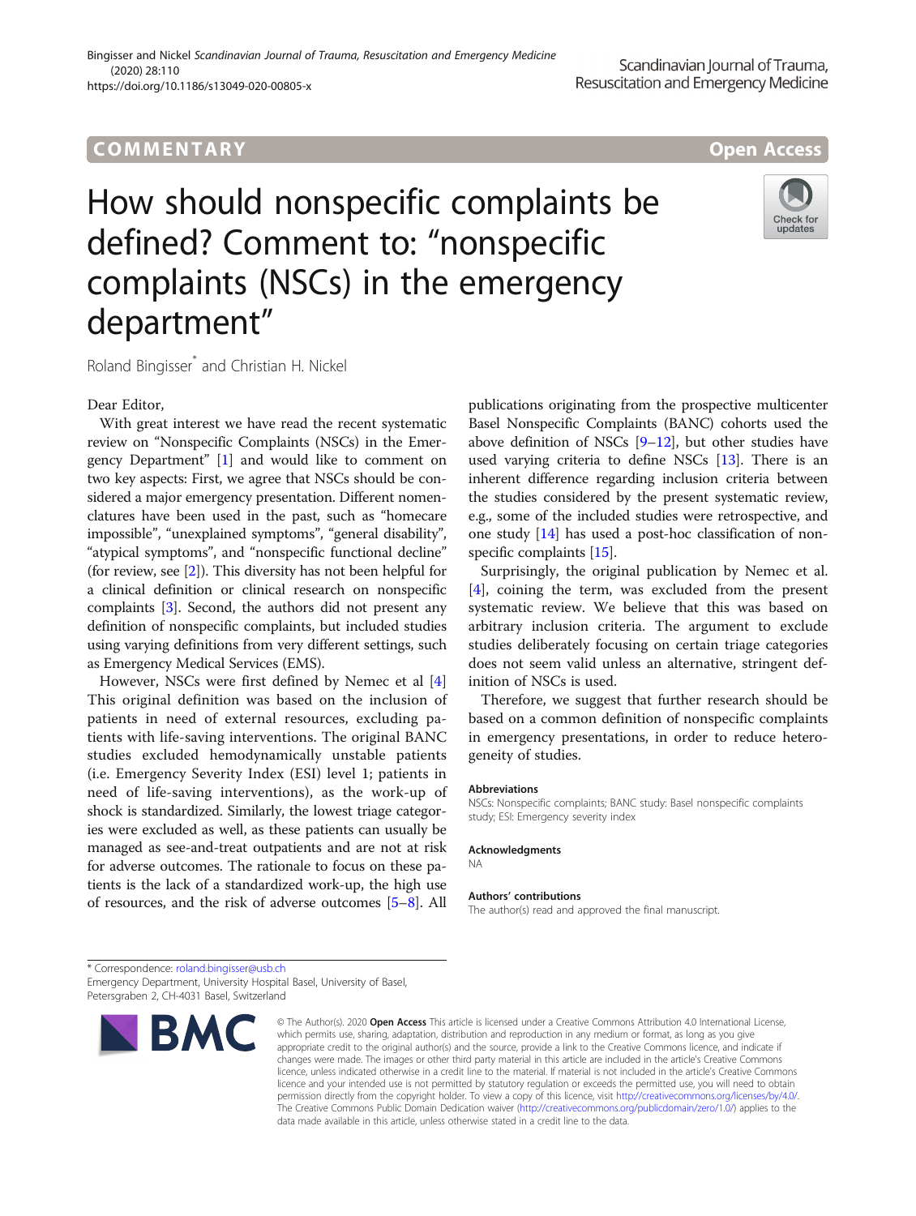COMMENTARY

Open Access

# How should nonspecific complaints be defined? Comment to: "nonspecific complaints (NSCs) in the emergency department"

Roland Bingisser* and Christian H. Nickel

Dear Editor,

With great interest we have read the recent systematic review on "Nonspecific Complaints (NSCs) in the Emergency Department" [1] and would like to comment on two key aspects: First, we agree that NSCs should be considered a major emergency presentation. Different nomenclatures have been used in the past, such as "homecare impossible", "unexplained symptoms", "general disability", "atypical symptoms", and "nonspecific functional decline" (for review, see [2]). This diversity has not been helpful for a clinical definition or clinical research on nonspecific complaints [3]. Second, the authors did not present any definition of nonspecific complaints, but included studies using varying definitions from very different settings, such as Emergency Medical Services (EMS).

However, NSCs were first defined by Nemec et al [4] This original definition was based on the inclusion of patients in need of external resources, excluding patients with life-saving interventions. The original BANC studies excluded hemodynamically unstable patients (i.e. Emergency Severity Index (ESI) level 1; patients in need of life-saving interventions), as the work-up of shock is standardized. Similarly, the lowest triage categories were excluded as well, as these patients can usually be managed as see-and-treat outpatients and are not at risk for adverse outcomes. The rationale to focus on these patients is the lack of a standardized work-up, the high use of resources, and the risk of adverse outcomes [5–8]. All publications originating from the prospective multicenter Basel Nonspecific Complaints (BANC) cohorts used the above definition of NSCs [9–12], but other studies have used varying criteria to define NSCs [13]. There is an inherent difference regarding inclusion criteria between the studies considered by the present systematic review, e.g., some of the included studies were retrospective, and one study [14] has used a post-hoc classification of nonspecific complaints [15].

Surprisingly, the original publication by Nemec et al. [4], coining the term, was excluded from the present systematic review. We believe that this was based on arbitrary inclusion criteria. The argument to exclude studies deliberately focusing on certain triage categories does not seem valid unless an alternative, stringent definition of NSCs is used.

Therefore, we suggest that further research should be based on a common definition of nonspecific complaints in emergency presentations, in order to reduce heterogeneity of studies.

### Abbreviations

NSCs: Nonspecific complaints; BANC study: Basel nonspecific complaints study; ESI: Emergency severity index

### Acknowledgments

NA

### Authors' contributions

The author(s) read and approved the final manuscript.

* Correspondence: roland.bingisser@usb.ch
Emergency Department, University Hospital Basel, University of Basel, Petersgraben 2, CH-4031 Basel, Switzerland

© The Author(s). 2020 **Open Access** This article is licensed under a Creative Commons Attribution 4.0 International License, which permits use, sharing, adaptation, distribution and reproduction in any medium or format, as long as you give appropriate credit to the original author(s) and the source, provide a link to the Creative Commons licence, and indicate if changes were made. The images or other third party material in this article are included in the article's Creative Commons licence, unless indicated otherwise in a credit line to the material. If material is not included in the article's Creative Commons licence and your intended use is not permitted by statutory regulation or exceeds the permitted use, you will need to obtain permission directly from the copyright holder. To view a copy of this licence, visit http://creativecommons.org/licenses/by/4.0/. The Creative Commons Public Domain Dedication waiver (http://creativecommons.org/publicdomain/zero/1.0/) applies to the data made available in this article, unless otherwise stated in a credit line to the data.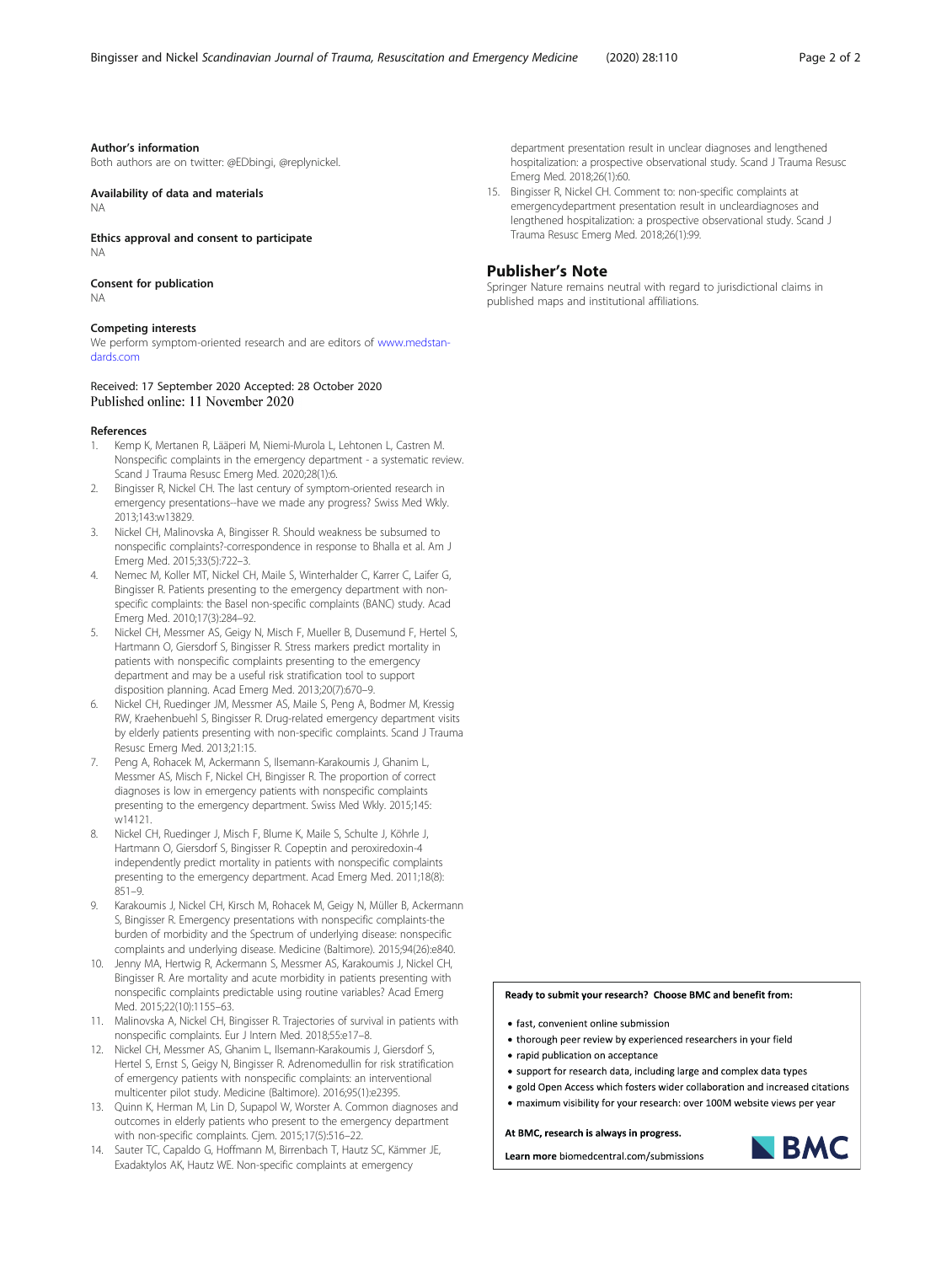### Author's information

Both authors are on twitter: @EDbingi, @replynickel.

### Availability of data and materials

NA

### Ethics approval and consent to participate

NA

### Consent for publication

NA

### Competing interests

We perform symptom-oriented research and are editors of www.medstandards.com

Received: 17 September 2020 Accepted: 28 October 2020
Published online: 11 November 2020

### References

1. Kemp K, Mertanen R, Lääperi M, Niemi-Murola L, Lehtonen L, Castren M. Nonspecific complaints in the emergency department - a systematic review. Scand J Trauma Resusc Emerg Med. 2020;28(1):6.
2. Bingisser R, Nickel CH. The last century of symptom-oriented research in emergency presentations--have we made any progress? Swiss Med Wkly. 2013;143:w13829.
3. Nickel CH, Malinovska A, Bingisser R. Should weakness be subsumed to nonspecific complaints?-correspondence in response to Bhalla et al. Am J Emerg Med. 2015;33(5):722–3.
4. Nemec M, Koller MT, Nickel CH, Maile S, Winterhalder C, Karrer C, Laifer G, Bingisser R. Patients presenting to the emergency department with non-specific complaints: the Basel non-specific complaints (BANC) study. Acad Emerg Med. 2010;17(3):284–92.
5. Nickel CH, Messmer AS, Geigy N, Misch F, Mueller B, Dusemund F, Hertel S, Hartmann O, Giersdorf S, Bingisser R. Stress markers predict mortality in patients with nonspecific complaints presenting to the emergency department and may be a useful risk stratification tool to support disposition planning. Acad Emerg Med. 2013;20(7):670–9.
6. Nickel CH, Ruedinger JM, Messmer AS, Maile S, Peng A, Bodmer M, Kressig RW, Kraehenbuehl S, Bingisser R. Drug-related emergency department visits by elderly patients presenting with non-specific complaints. Scand J Trauma Resusc Emerg Med. 2013;21:15.
7. Peng A, Rohacek M, Ackermann S, Ilsemann-Karakoumis J, Ghanim L, Messmer AS, Misch F, Nickel CH, Bingisser R. The proportion of correct diagnoses is low in emergency patients with nonspecific complaints presenting to the emergency department. Swiss Med Wkly. 2015;145:w14121.
8. Nickel CH, Ruedinger J, Misch F, Blume K, Maile S, Schulte J, Köhrle J, Hartmann O, Giersdorf S, Bingisser R. Copeptin and peroxiredoxin-4 independently predict mortality in patients with nonspecific complaints presenting to the emergency department. Acad Emerg Med. 2011;18(8):851–9.
9. Karakoumis J, Nickel CH, Kirsch M, Rohacek M, Geigy N, Müller B, Ackermann S, Bingisser R. Emergency presentations with nonspecific complaints-the burden of morbidity and the Spectrum of underlying disease: nonspecific complaints and underlying disease. Medicine (Baltimore). 2015;94(26):e840.
10. Jenny MA, Hertwig R, Ackermann S, Messmer AS, Karakoumis J, Nickel CH, Bingisser R. Are mortality and acute morbidity in patients presenting with nonspecific complaints predictable using routine variables? Acad Emerg Med. 2015;22(10):1155–63.
11. Malinovska A, Nickel CH, Bingisser R. Trajectories of survival in patients with nonspecific complaints. Eur J Intern Med. 2018;55:e17–8.
12. Nickel CH, Messmer AS, Ghanim L, Ilsemann-Karakoumis J, Giersdorf S, Hertel S, Ernst S, Geigy N, Bingisser R. Adrenomedullin for risk stratification of emergency patients with nonspecific complaints: an interventional multicenter pilot study. Medicine (Baltimore). 2016;95(1):e2395.
13. Quinn K, Herman M, Lin D, Supapol W, Worster A. Common diagnoses and outcomes in elderly patients who present to the emergency department with non-specific complaints. Cjem. 2015;17(5):516–22.
14. Sauter TC, Capaldo G, Hoffmann M, Birrenbach T, Hautz SC, Kämmer JE, Exadaktylos AK, Hautz WE. Non-specific complaints at emergency department presentation result in unclear diagnoses and lengthened hospitalization: a prospective observational study. Scand J Trauma Resusc Emerg Med. 2018;26(1):60.
15. Bingisser R, Nickel CH. Comment to: non-specific complaints at emergencydepartment presentation result in uncleardiagnoses and lengthened hospitalization: a prospective observational study. Scand J Trauma Resusc Emerg Med. 2018;26(1):99.

## Publisher's Note

Springer Nature remains neutral with regard to jurisdictional claims in published maps and institutional affiliations.

**Ready to submit your research? Choose BMC and benefit from:**

- fast, convenient online submission
- thorough peer review by experienced researchers in your field
- rapid publication on acceptance
- support for research data, including large and complex data types
- gold Open Access which fosters wider collaboration and increased citations
- maximum visibility for your research: over 100M website views per year

**At BMC, research is always in progress.**

**Learn more** biomedcentral.com/submissions

BMC